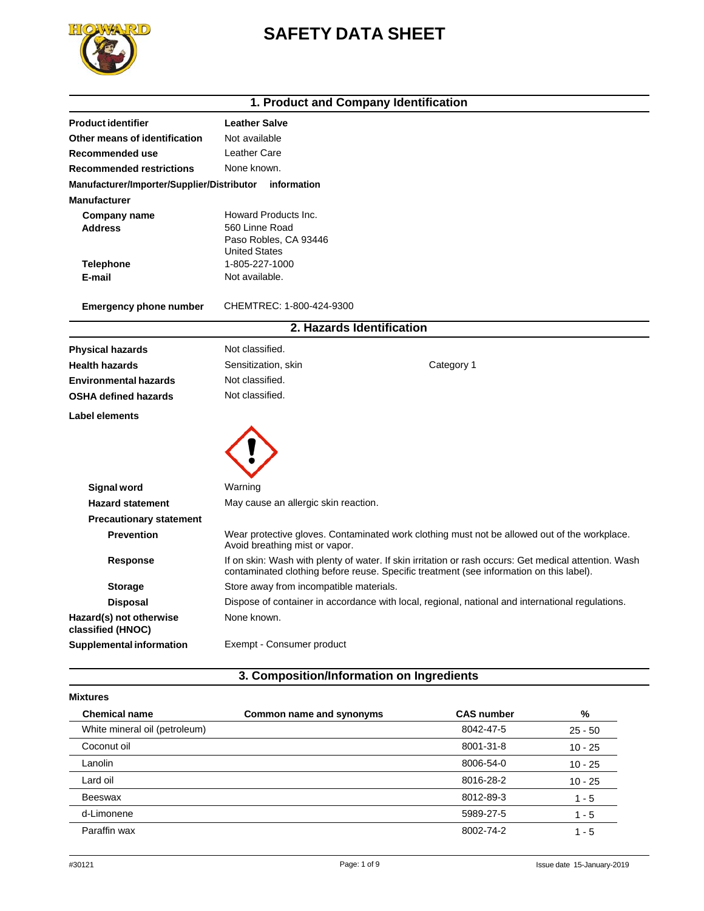# SAFETY DATA SHEET

## 1. Product and Company Identification

**Product identifier** Leather Salve

**Other means of identification** Not available

**Recommended use** Leather Care

**Recommended restrictions** None known.

**Manufacturer/Importer/Supplier/Distributor information**

**Manufacturer**

**Company name** Howard Products Inc.

**Address** 560 Linne Road
Paso Robles, CA 93446
United States

**Telephone** 1-805-227-1000

**E-mail** Not available.

**Emergency phone number** CHEMTREC: 1-800-424-9300

## 2. Hazards Identification

**Physical hazards** Not classified.

**Health hazards** Sensitization, skin Category 1

**Environmental hazards** Not classified.

**OSHA defined hazards** Not classified.

**Label elements**

**Signal word** Warning

**Hazard statement** May cause an allergic skin reaction.

**Precautionary statement**

**Prevention** Wear protective gloves. Contaminated work clothing must not be allowed out of the workplace. Avoid breathing mist or vapor.

**Response** If on skin: Wash with plenty of water. If skin irritation or rash occurs: Get medical attention. Wash contaminated clothing before reuse. Specific treatment (see information on this label).

**Storage** Store away from incompatible materials.

**Disposal** Dispose of container in accordance with local, regional, national and international regulations.

**Hazard(s) not otherwise classified (HNOC)** None known.

**Supplemental information** Exempt - Consumer product

## 3. Composition/Information on Ingredients

**Mixtures**

| Chemical name | Common name and synonyms | CAS number | % |
|---|---|---|---|
| White mineral oil (petroleum) | | 8042-47-5 | 25 - 50 |
| Coconut oil | | 8001-31-8 | 10 - 25 |
| Lanolin | | 8006-54-0 | 10 - 25 |
| Lard oil | | 8016-28-2 | 10 - 25 |
| Beeswax | | 8012-89-3 | 1 - 5 |
| d-Limonene | | 5989-27-5 | 1 - 5 |
| Paraffin wax | | 8002-74-2 | 1 - 5 |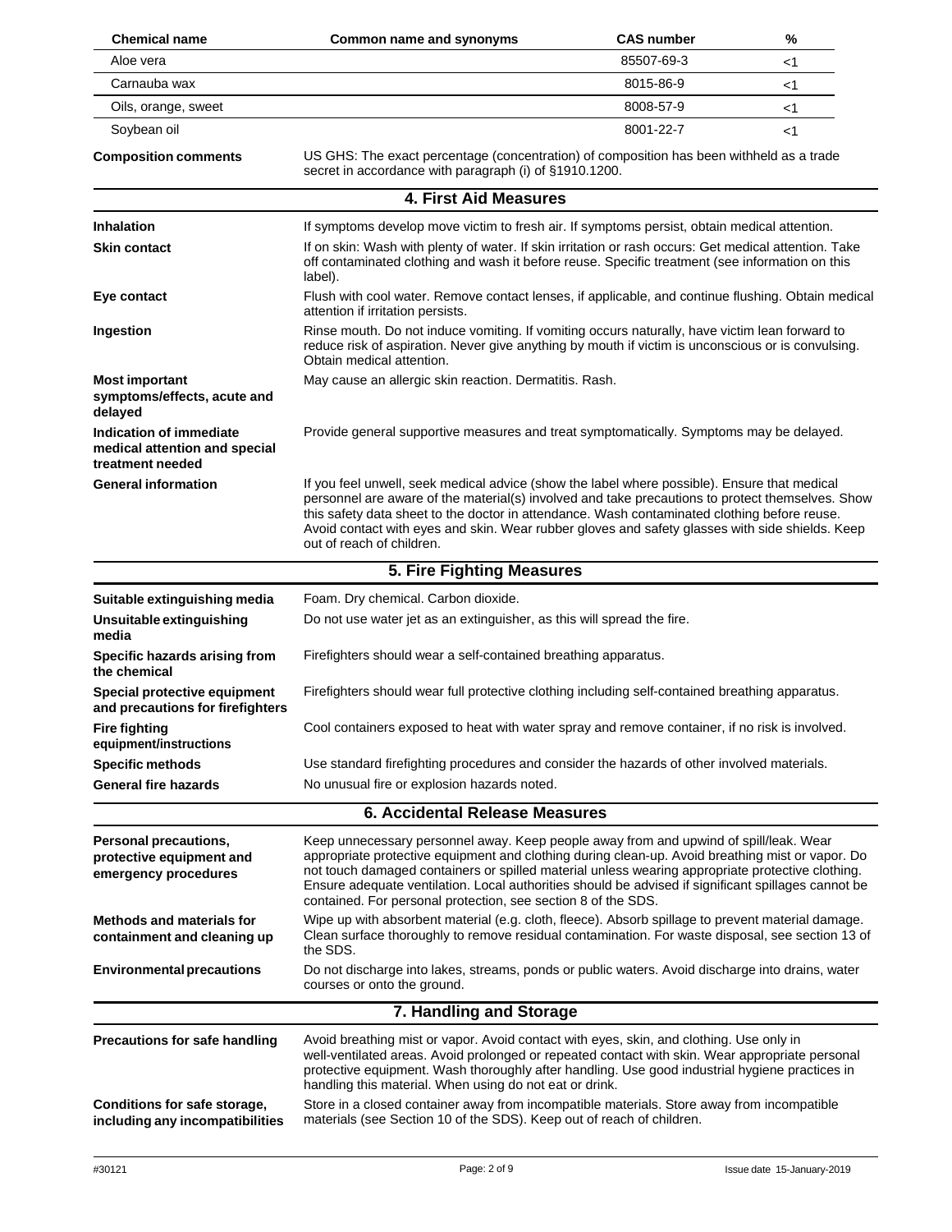| Chemical name | Common name and synonyms | CAS number | % |
|---|---|---|---|
| Aloe vera | | 85507-69-3 | <1 |
| Carnauba wax | | 8015-86-9 | <1 |
| Oils, orange, sweet | | 8008-57-9 | <1 |
| Soybean oil | | 8001-22-7 | <1 |

**Composition comments** US GHS: The exact percentage (concentration) of composition has been withheld as a trade secret in accordance with paragraph (i) of §1910.1200.

## 4. First Aid Measures

**Inhalation** If symptoms develop move victim to fresh air. If symptoms persist, obtain medical attention.

**Skin contact** If on skin: Wash with plenty of water. If skin irritation or rash occurs: Get medical attention. Take off contaminated clothing and wash it before reuse. Specific treatment (see information on this label).

**Eye contact** Flush with cool water. Remove contact lenses, if applicable, and continue flushing. Obtain medical attention if irritation persists.

**Ingestion** Rinse mouth. Do not induce vomiting. If vomiting occurs naturally, have victim lean forward to reduce risk of aspiration. Never give anything by mouth if victim is unconscious or is convulsing. Obtain medical attention.

**Most important symptoms/effects, acute and delayed** May cause an allergic skin reaction. Dermatitis. Rash.

**Indication of immediate medical attention and special treatment needed** Provide general supportive measures and treat symptomatically. Symptoms may be delayed.

**General information** If you feel unwell, seek medical advice (show the label where possible). Ensure that medical personnel are aware of the material(s) involved and take precautions to protect themselves. Show this safety data sheet to the doctor in attendance. Wash contaminated clothing before reuse. Avoid contact with eyes and skin. Wear rubber gloves and safety glasses with side shields. Keep out of reach of children.

## 5. Fire Fighting Measures

**Suitable extinguishing media** Foam. Dry chemical. Carbon dioxide.

**Unsuitable extinguishing media** Do not use water jet as an extinguisher, as this will spread the fire.

**Specific hazards arising from the chemical** Firefighters should wear a self-contained breathing apparatus.

**Special protective equipment and precautions for firefighters** Firefighters should wear full protective clothing including self-contained breathing apparatus.

**Fire fighting equipment/instructions** Cool containers exposed to heat with water spray and remove container, if no risk is involved.

**Specific methods** Use standard firefighting procedures and consider the hazards of other involved materials.

**General fire hazards** No unusual fire or explosion hazards noted.

## 6. Accidental Release Measures

**Personal precautions, protective equipment and emergency procedures** Keep unnecessary personnel away. Keep people away from and upwind of spill/leak. Wear appropriate protective equipment and clothing during clean-up. Avoid breathing mist or vapor. Do not touch damaged containers or spilled material unless wearing appropriate protective clothing. Ensure adequate ventilation. Local authorities should be advised if significant spillages cannot be contained. For personal protection, see section 8 of the SDS.

**Methods and materials for containment and cleaning up** Wipe up with absorbent material (e.g. cloth, fleece). Absorb spillage to prevent material damage. Clean surface thoroughly to remove residual contamination. For waste disposal, see section 13 of the SDS.

**Environmental precautions** Do not discharge into lakes, streams, ponds or public waters. Avoid discharge into drains, water courses or onto the ground.

## 7. Handling and Storage

**Precautions for safe handling** Avoid breathing mist or vapor. Avoid contact with eyes, skin, and clothing. Use only in well-ventilated areas. Avoid prolonged or repeated contact with skin. Wear appropriate personal protective equipment. Wash thoroughly after handling. Use good industrial hygiene practices in handling this material. When using do not eat or drink.

**Conditions for safe storage, including any incompatibilities** Store in a closed container away from incompatible materials. Store away from incompatible materials (see Section 10 of the SDS). Keep out of reach of children.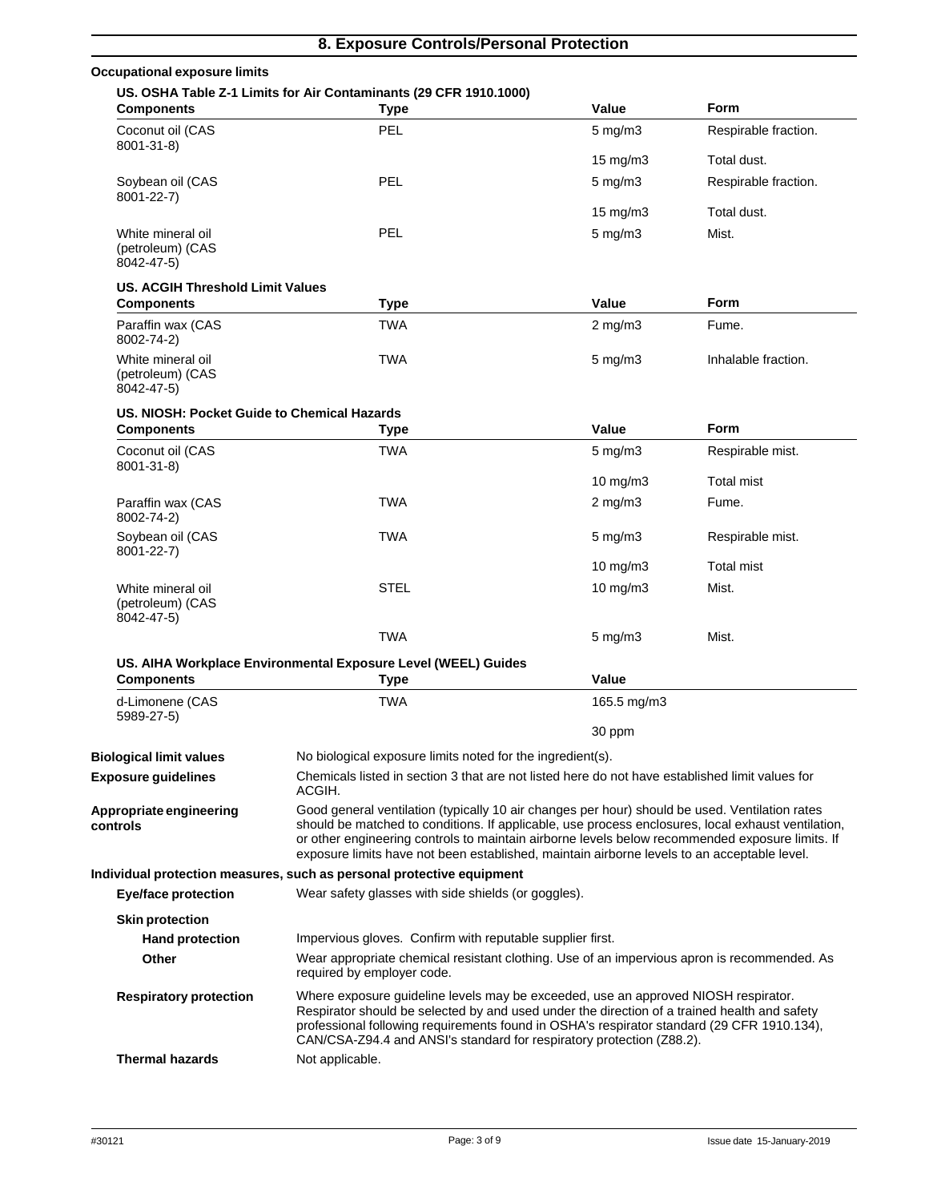## 8. Exposure Controls/Personal Protection

**Occupational exposure limits**

**US. OSHA Table Z-1 Limits for Air Contaminants (29 CFR 1910.1000)**

| Components | Type | Value | Form |
|---|---|---|---|
| Coconut oil (CAS 8001-31-8) | PEL | 5 mg/m3 | Respirable fraction. |
| | | 15 mg/m3 | Total dust. |
| Soybean oil (CAS 8001-22-7) | PEL | 5 mg/m3 | Respirable fraction. |
| | | 15 mg/m3 | Total dust. |
| White mineral oil (petroleum) (CAS 8042-47-5) | PEL | 5 mg/m3 | Mist. |

**US. ACGIH Threshold Limit Values**

| Components | Type | Value | Form |
|---|---|---|---|
| Paraffin wax (CAS 8002-74-2) | TWA | 2 mg/m3 | Fume. |
| White mineral oil (petroleum) (CAS 8042-47-5) | TWA | 5 mg/m3 | Inhalable fraction. |

**US. NIOSH: Pocket Guide to Chemical Hazards**

| Components | Type | Value | Form |
|---|---|---|---|
| Coconut oil (CAS 8001-31-8) | TWA | 5 mg/m3 | Respirable mist. |
| | | 10 mg/m3 | Total mist |
| Paraffin wax (CAS 8002-74-2) | TWA | 2 mg/m3 | Fume. |
| Soybean oil (CAS 8001-22-7) | TWA | 5 mg/m3 | Respirable mist. |
| | | 10 mg/m3 | Total mist |
| White mineral oil (petroleum) (CAS 8042-47-5) | STEL | 10 mg/m3 | Mist. |
| | TWA | 5 mg/m3 | Mist. |

**US. AIHA Workplace Environmental Exposure Level (WEEL) Guides**

| Components | Type | Value |
|---|---|---|
| d-Limonene (CAS 5989-27-5) | TWA | 165.5 mg/m3 |
| | | 30 ppm |

**Biological limit values**
No biological exposure limits noted for the ingredient(s).

**Exposure guidelines**
Chemicals listed in section 3 that are not listed here do not have established limit values for ACGIH.

**Appropriate engineering controls**
Good general ventilation (typically 10 air changes per hour) should be used. Ventilation rates should be matched to conditions. If applicable, use process enclosures, local exhaust ventilation, or other engineering controls to maintain airborne levels below recommended exposure limits. If exposure limits have not been established, maintain airborne levels to an acceptable level.

**Individual protection measures, such as personal protective equipment**

**Eye/face protection**
Wear safety glasses with side shields (or goggles).

**Skin protection**

**Hand protection**
Impervious gloves. Confirm with reputable supplier first.

**Other**
Wear appropriate chemical resistant clothing. Use of an impervious apron is recommended. As required by employer code.

**Respiratory protection**
Where exposure guideline levels may be exceeded, use an approved NIOSH respirator. Respirator should be selected by and used under the direction of a trained health and safety professional following requirements found in OSHA's respirator standard (29 CFR 1910.134), CAN/CSA-Z94.4 and ANSI's standard for respiratory protection (Z88.2).

**Thermal hazards**
Not applicable.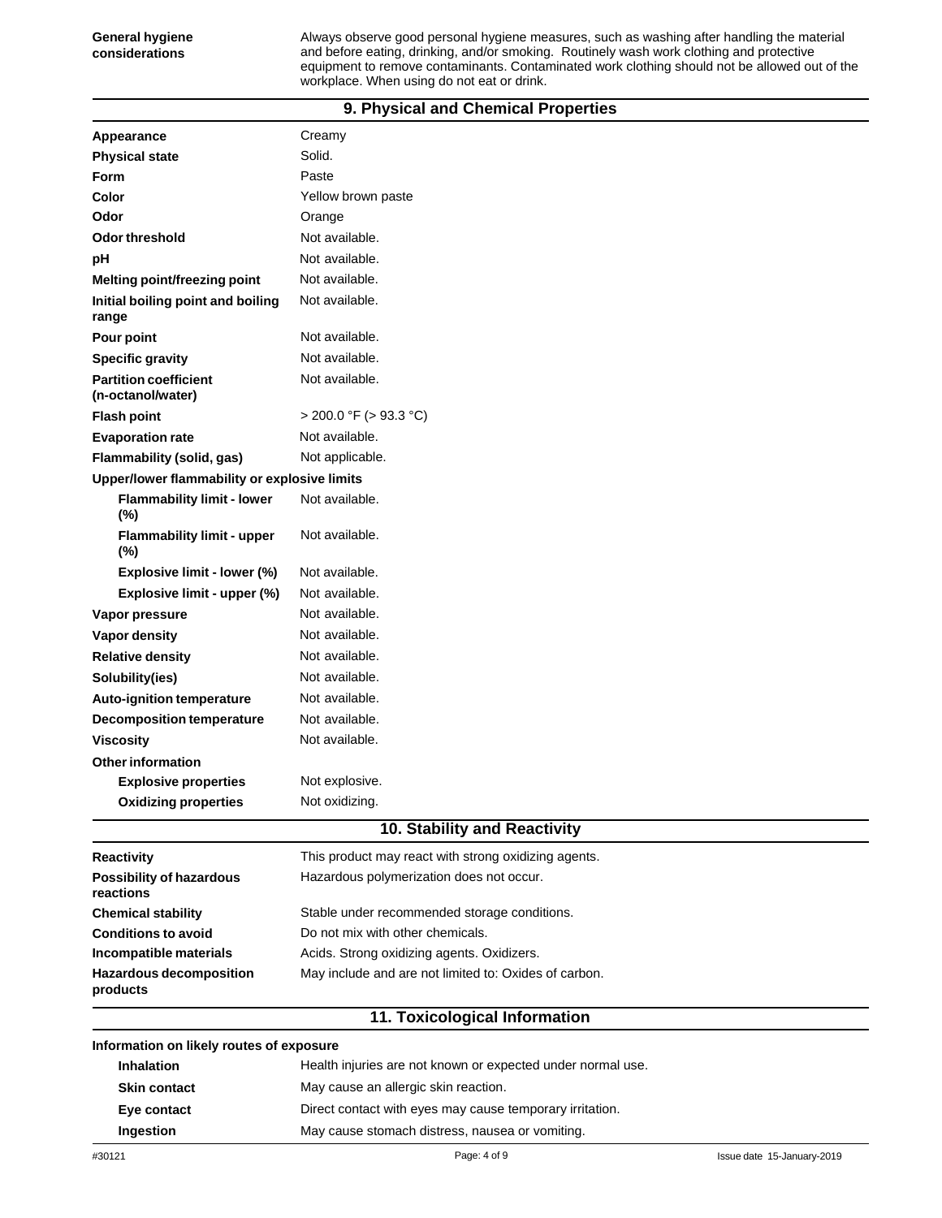| | |
|---|---|
| **General hygiene considerations** | Always observe good personal hygiene measures, such as washing after handling the material and before eating, drinking, and/or smoking. Routinely wash work clothing and protective equipment to remove contaminants. Contaminated work clothing should not be allowed out of the workplace. When using do not eat or drink. |

## 9. Physical and Chemical Properties

| | |
|---|---|
| **Appearance** | Creamy |
| **Physical state** | Solid. |
| **Form** | Paste |
| **Color** | Yellow brown paste |
| **Odor** | Orange |
| **Odor threshold** | Not available. |
| **pH** | Not available. |
| **Melting point/freezing point** | Not available. |
| **Initial boiling point and boiling range** | Not available. |
| **Pour point** | Not available. |
| **Specific gravity** | Not available. |
| **Partition coefficient (n-octanol/water)** | Not available. |
| **Flash point** | > 200.0 °F (> 93.3 °C) |
| **Evaporation rate** | Not available. |
| **Flammability (solid, gas)** | Not applicable. |
| **Upper/lower flammability or explosive limits** | |
| **Flammability limit - lower (%)** | Not available. |
| **Flammability limit - upper (%)** | Not available. |
| **Explosive limit - lower (%)** | Not available. |
| **Explosive limit - upper (%)** | Not available. |
| **Vapor pressure** | Not available. |
| **Vapor density** | Not available. |
| **Relative density** | Not available. |
| **Solubility(ies)** | Not available. |
| **Auto-ignition temperature** | Not available. |
| **Decomposition temperature** | Not available. |
| **Viscosity** | Not available. |
| **Other information** | |
| **Explosive properties** | Not explosive. |
| **Oxidizing properties** | Not oxidizing. |

## 10. Stability and Reactivity

| | |
|---|---|
| **Reactivity** | This product may react with strong oxidizing agents. |
| **Possibility of hazardous reactions** | Hazardous polymerization does not occur. |
| **Chemical stability** | Stable under recommended storage conditions. |
| **Conditions to avoid** | Do not mix with other chemicals. |
| **Incompatible materials** | Acids. Strong oxidizing agents. Oxidizers. |
| **Hazardous decomposition products** | May include and are not limited to: Oxides of carbon. |

## 11. Toxicological Information

**Information on likely routes of exposure**

| | |
|---|---|
| **Inhalation** | Health injuries are not known or expected under normal use. |
| **Skin contact** | May cause an allergic skin reaction. |
| **Eye contact** | Direct contact with eyes may cause temporary irritation. |
| **Ingestion** | May cause stomach distress, nausea or vomiting. |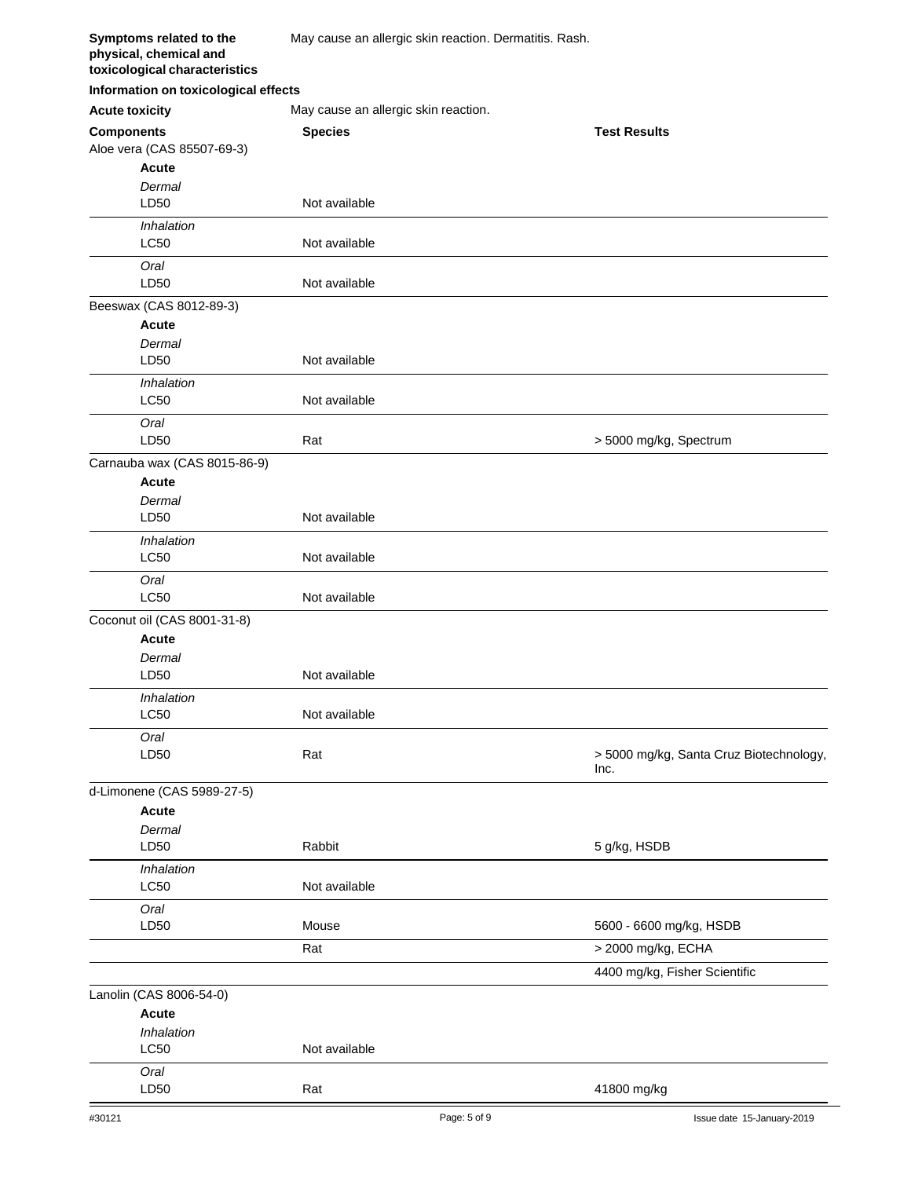**Symptoms related to the physical, chemical and toxicological characteristics**
May cause an allergic skin reaction. Dermatitis. Rash.

**Information on toxicological effects**

**Acute toxicity**
May cause an allergic skin reaction.

| Components | Species | Test Results |
|---|---|---|
| Aloe vera (CAS 85507-69-3) | | |
| **Acute** | | |
| *Dermal* | | |
| LD50 | Not available | |
| *Inhalation* | | |
| LC50 | Not available | |
| *Oral* | | |
| LD50 | Not available | |
| Beeswax (CAS 8012-89-3) | | |
| **Acute** | | |
| *Dermal* | | |
| LD50 | Not available | |
| *Inhalation* | | |
| LC50 | Not available | |
| *Oral* | | |
| LD50 | Rat | > 5000 mg/kg, Spectrum |
| Carnauba wax (CAS 8015-86-9) | | |
| **Acute** | | |
| *Dermal* | | |
| LD50 | Not available | |
| *Inhalation* | | |
| LC50 | Not available | |
| *Oral* | | |
| LC50 | Not available | |
| Coconut oil (CAS 8001-31-8) | | |
| **Acute** | | |
| *Dermal* | | |
| LD50 | Not available | |
| *Inhalation* | | |
| LC50 | Not available | |
| *Oral* | | |
| LD50 | Rat | > 5000 mg/kg, Santa Cruz Biotechnology, Inc. |
| d-Limonene (CAS 5989-27-5) | | |
| **Acute** | | |
| *Dermal* | | |
| LD50 | Rabbit | 5 g/kg, HSDB |
| *Inhalation* | | |
| LC50 | Not available | |
| *Oral* | | |
| LD50 | Mouse | 5600 - 6600 mg/kg, HSDB |
| | Rat | > 2000 mg/kg, ECHA |
| | | 4400 mg/kg, Fisher Scientific |
| Lanolin (CAS 8006-54-0) | | |
| **Acute** | | |
| *Inhalation* | | |
| LC50 | Not available | |
| *Oral* | | |
| LD50 | Rat | 41800 mg/kg |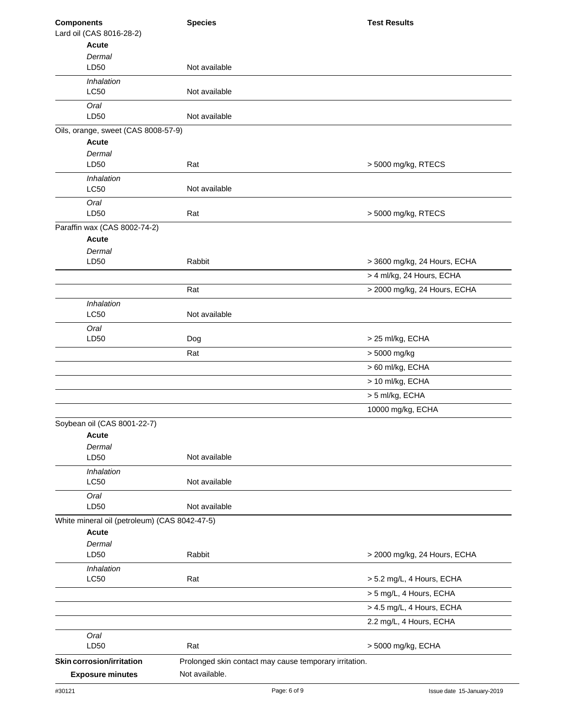| Components | Species | Test Results |
|---|---|---|
| Lard oil (CAS 8016-28-2) | | |
| **Acute** | | |
| *Dermal* | | |
| LD50 | Not available | |
| *Inhalation* | | |
| LC50 | Not available | |
| *Oral* | | |
| LD50 | Not available | |
| Oils, orange, sweet (CAS 8008-57-9) | | |
| **Acute** | | |
| *Dermal* | | |
| LD50 | Rat | > 5000 mg/kg, RTECS |
| *Inhalation* | | |
| LC50 | Not available | |
| *Oral* | | |
| LD50 | Rat | > 5000 mg/kg, RTECS |
| Paraffin wax (CAS 8002-74-2) | | |
| **Acute** | | |
| *Dermal* | | |
| LD50 | Rabbit | > 3600 mg/kg, 24 Hours, ECHA |
| | | > 4 ml/kg, 24 Hours, ECHA |
| | Rat | > 2000 mg/kg, 24 Hours, ECHA |
| *Inhalation* | | |
| LC50 | Not available | |
| *Oral* | | |
| LD50 | Dog | > 25 ml/kg, ECHA |
| | Rat | > 5000 mg/kg |
| | | > 60 ml/kg, ECHA |
| | | > 10 ml/kg, ECHA |
| | | > 5 ml/kg, ECHA |
| | | 10000 mg/kg, ECHA |
| Soybean oil (CAS 8001-22-7) | | |
| **Acute** | | |
| *Dermal* | | |
| LD50 | Not available | |
| *Inhalation* | | |
| LC50 | Not available | |
| *Oral* | | |
| LD50 | Not available | |
| White mineral oil (petroleum) (CAS 8042-47-5) | | |
| **Acute** | | |
| *Dermal* | | |
| LD50 | Rabbit | > 2000 mg/kg, 24 Hours, ECHA |
| *Inhalation* | | |
| LC50 | Rat | > 5.2 mg/L, 4 Hours, ECHA |
| | | > 5 mg/L, 4 Hours, ECHA |
| | | > 4.5 mg/L, 4 Hours, ECHA |
| | | 2.2 mg/L, 4 Hours, ECHA |
| *Oral* | | |
| LD50 | Rat | > 5000 mg/kg, ECHA |

**Skin corrosion/irritation** Prolonged skin contact may cause temporary irritation.

**Exposure minutes** Not available.

#30121 Issue date 15-January-2019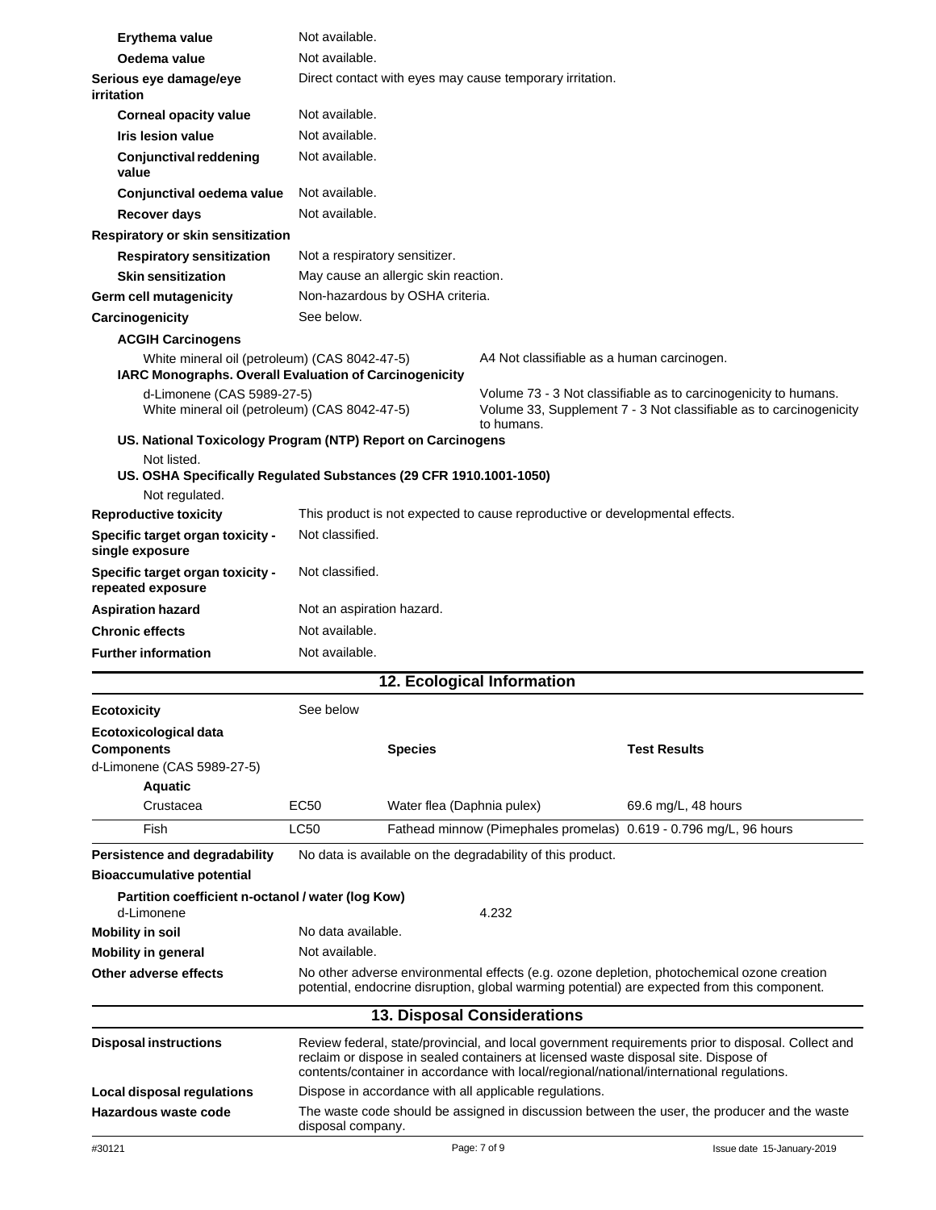**Erythema value** Not available.

**Oedema value** Not available.

**Serious eye damage/eye irritation** Direct contact with eyes may cause temporary irritation.

**Corneal opacity value** Not available.

**Iris lesion value** Not available.

**Conjunctival reddening value** Not available.

**Conjunctival oedema value** Not available.

**Recover days** Not available.

**Respiratory or skin sensitization**

**Respiratory sensitization** Not a respiratory sensitizer.

**Skin sensitization** May cause an allergic skin reaction.

**Germ cell mutagenicity** Non-hazardous by OSHA criteria.

**Carcinogenicity** See below.

**ACGIH Carcinogens**

White mineral oil (petroleum) (CAS 8042-47-5) — A4 Not classifiable as a human carcinogen.

**IARC Monographs. Overall Evaluation of Carcinogenicity**

d-Limonene (CAS 5989-27-5) — Volume 73 - 3 Not classifiable as to carcinogenicity to humans.

White mineral oil (petroleum) (CAS 8042-47-5) — Volume 33, Supplement 7 - 3 Not classifiable as to carcinogenicity to humans.

**US. National Toxicology Program (NTP) Report on Carcinogens**

Not listed.

**US. OSHA Specifically Regulated Substances (29 CFR 1910.1001-1050)**

Not regulated.

**Reproductive toxicity** This product is not expected to cause reproductive or developmental effects.

**Specific target organ toxicity - single exposure** Not classified.

**Specific target organ toxicity - repeated exposure** Not classified.

**Aspiration hazard** Not an aspiration hazard.

**Chronic effects** Not available.

**Further information** Not available.

## 12. Ecological Information

**Ecotoxicity** See below

**Ecotoxicological data**

| Components | | Species | Test Results |
|---|---|---|---|
| d-Limonene (CAS 5989-27-5) | | | |
| **Aquatic** | | | |
| Crustacea | EC50 | Water flea (Daphnia pulex) | 69.6 mg/L, 48 hours |
| Fish | LC50 | Fathead minnow (Pimephales promelas) | 0.619 - 0.796 mg/L, 96 hours |

**Persistence and degradability** No data is available on the degradability of this product.

**Bioaccumulative potential**

**Partition coefficient n-octanol / water (log Kow)**

d-Limonene 4.232

**Mobility in soil** No data available.

**Mobility in general** Not available.

**Other adverse effects** No other adverse environmental effects (e.g. ozone depletion, photochemical ozone creation potential, endocrine disruption, global warming potential) are expected from this component.

## 13. Disposal Considerations

**Disposal instructions** Review federal, state/provincial, and local government requirements prior to disposal. Collect and reclaim or dispose in sealed containers at licensed waste disposal site. Dispose of contents/container in accordance with local/regional/national/international regulations.

**Local disposal regulations** Dispose in accordance with all applicable regulations.

**Hazardous waste code** The waste code should be assigned in discussion between the user, the producer and the waste disposal company.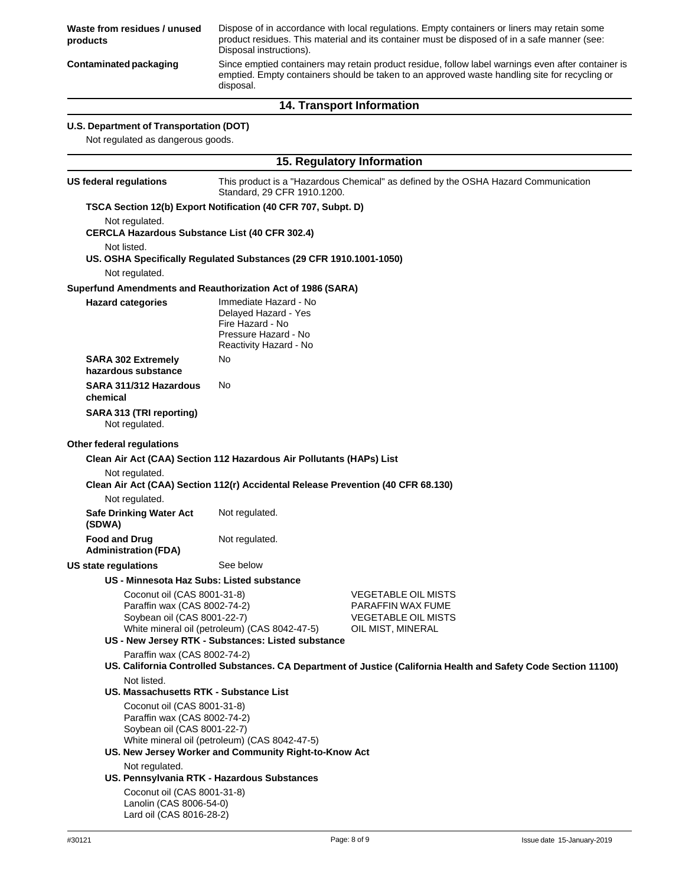**Waste from residues / unused products**
Dispose of in accordance with local regulations. Empty containers or liners may retain some product residues. This material and its container must be disposed of in a safe manner (see: Disposal instructions).

**Contaminated packaging**
Since emptied containers may retain product residue, follow label warnings even after container is emptied. Empty containers should be taken to an approved waste handling site for recycling or disposal.

## 14. Transport Information

**U.S. Department of Transportation (DOT)**

Not regulated as dangerous goods.

## 15. Regulatory Information

**US federal regulations**
This product is a "Hazardous Chemical" as defined by the OSHA Hazard Communication Standard, 29 CFR 1910.1200.

**TSCA Section 12(b) Export Notification (40 CFR 707, Subpt. D)**

Not regulated.

**CERCLA Hazardous Substance List (40 CFR 302.4)**

Not listed.

**US. OSHA Specifically Regulated Substances (29 CFR 1910.1001-1050)**

Not regulated.

**Superfund Amendments and Reauthorization Act of 1986 (SARA)**

**Hazard categories**
Immediate Hazard - No
Delayed Hazard - Yes
Fire Hazard - No
Pressure Hazard - No
Reactivity Hazard - No

**SARA 302 Extremely hazardous substance**
No

**SARA 311/312 Hazardous chemical**
No

**SARA 313 (TRI reporting)**
Not regulated.

**Other federal regulations**

**Clean Air Act (CAA) Section 112 Hazardous Air Pollutants (HAPs) List**

Not regulated.

**Clean Air Act (CAA) Section 112(r) Accidental Release Prevention (40 CFR 68.130)**

Not regulated.

**Safe Drinking Water Act (SDWA)**
Not regulated.

**Food and Drug Administration (FDA)**
Not regulated.

**US state regulations**
See below

**US - Minnesota Haz Subs: Listed substance**

| | |
|---|---|
| Coconut oil (CAS 8001-31-8) | VEGETABLE OIL MISTS |
| Paraffin wax (CAS 8002-74-2) | PARAFFIN WAX FUME |
| Soybean oil (CAS 8001-22-7) | VEGETABLE OIL MISTS |
| White mineral oil (petroleum) (CAS 8042-47-5) | OIL MIST, MINERAL |

**US - New Jersey RTK - Substances: Listed substance**

Paraffin wax (CAS 8002-74-2)

**US. California Controlled Substances. CA Department of Justice (California Health and Safety Code Section 11100)**

Not listed.

**US. Massachusetts RTK - Substance List**

Coconut oil (CAS 8001-31-8)
Paraffin wax (CAS 8002-74-2)
Soybean oil (CAS 8001-22-7)
White mineral oil (petroleum) (CAS 8042-47-5)

**US. New Jersey Worker and Community Right-to-Know Act**

Not regulated.

**US. Pennsylvania RTK - Hazardous Substances**

Coconut oil (CAS 8001-31-8)
Lanolin (CAS 8006-54-0)
Lard oil (CAS 8016-28-2)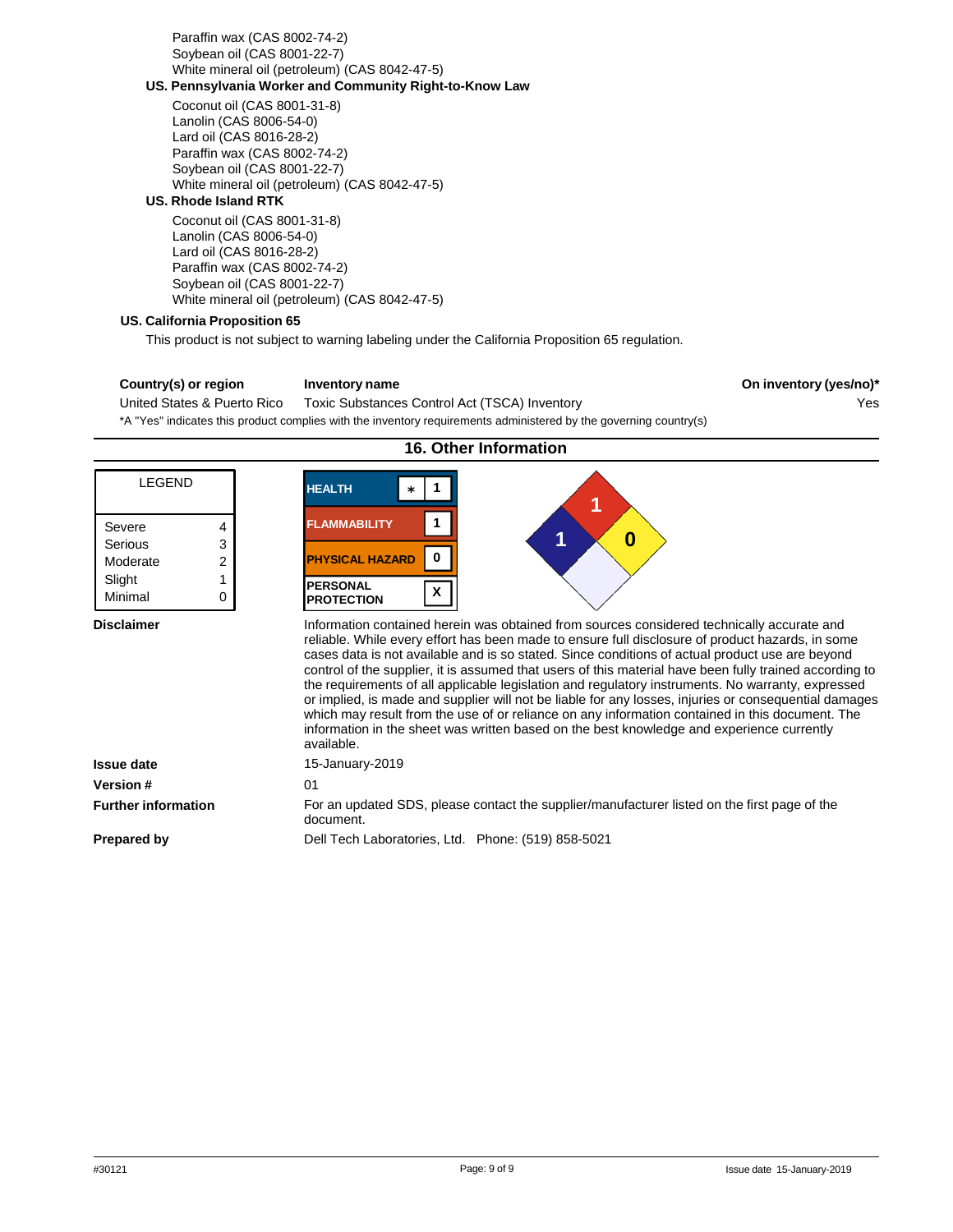Paraffin wax (CAS 8002-74-2)
Soybean oil (CAS 8001-22-7)
White mineral oil (petroleum) (CAS 8042-47-5)

**US. Pennsylvania Worker and Community Right-to-Know Law**

Coconut oil (CAS 8001-31-8)
Lanolin (CAS 8006-54-0)
Lard oil (CAS 8016-28-2)
Paraffin wax (CAS 8002-74-2)
Soybean oil (CAS 8001-22-7)
White mineral oil (petroleum) (CAS 8042-47-5)

**US. Rhode Island RTK**

Coconut oil (CAS 8001-31-8)
Lanolin (CAS 8006-54-0)
Lard oil (CAS 8016-28-2)
Paraffin wax (CAS 8002-74-2)
Soybean oil (CAS 8001-22-7)
White mineral oil (petroleum) (CAS 8042-47-5)

**US. California Proposition 65**

This product is not subject to warning labeling under the California Proposition 65 regulation.

| Country(s) or region | Inventory name | On inventory (yes/no)* |
|---|---|---|
| United States & Puerto Rico | Toxic Substances Control Act (TSCA) Inventory | Yes |

*A "Yes" indicates this product complies with the inventory requirements administered by the governing country(s)

## 16. Other Information

| LEGEND | |
|---|---|
| Severe | 4 |
| Serious | 3 |
| Moderate | 2 |
| Slight | 1 |
| Minimal | 0 |

| | | |
|---|---|---|
| HEALTH | * | 1 |
| FLAMMABILITY | | 1 |
| PHYSICAL HAZARD | | 0 |
| PERSONAL PROTECTION | | X |

1
1
0

**Disclaimer**

Information contained herein was obtained from sources considered technically accurate and reliable. While every effort has been made to ensure full disclosure of product hazards, in some cases data is not available and is so stated. Since conditions of actual product use are beyond control of the supplier, it is assumed that users of this material have been fully trained according to the requirements of all applicable legislation and regulatory instruments. No warranty, expressed or implied, is made and supplier will not be liable for any losses, injuries or consequential damages which may result from the use of or reliance on any information contained in this document. The information in the sheet was written based on the best knowledge and experience currently available.

**Issue date** 15-January-2019

**Version #** 01

**Further information** For an updated SDS, please contact the supplier/manufacturer listed on the first page of the document.

**Prepared by** Dell Tech Laboratories, Ltd. Phone: (519) 858-5021